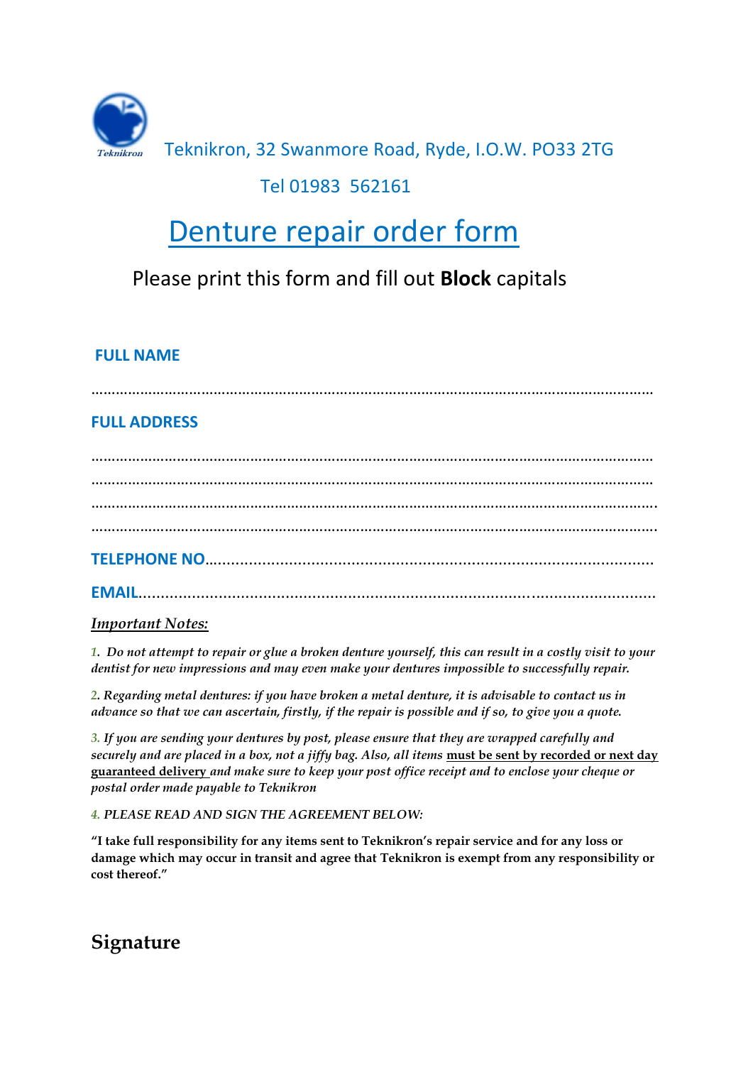Teknikron

Teknikron, 32 Swanmore Road, Ryde, I.O.W. PO33 2TG

Tel 01983 562161

# Denture repair order form

Please print this form and fill out **Block** capitals

**FULL NAME**

………………………………………………………………………………………………………………………………

**FULL ADDRESS**

………………………………………………………………………………………………………………………………
………………………………………………………………………………………………………………………………
………………………………………………………………………………………………………………………………
………………………………………………………………………………………………………………………………

**TELEPHONE NO**……………………………………………………………………………………………

**EMAIL**………………………………………………………………………………………………………………

***Important Notes:***

1. *Do not attempt to repair or glue a broken denture yourself, this can result in a costly visit to your dentist for new impressions and may even make your dentures impossible to successfully repair.*

2. *Regarding metal dentures: if you have broken a metal denture, it is advisable to contact us in advance so that we can ascertain, firstly, if the repair is possible and if so, to give you a quote.*

3. *If you are sending your dentures by post, please ensure that they are wrapped carefully and securely and are placed in a box, not a jiffy bag. Also, all items* **must be sent by recorded or next day guaranteed delivery** *and make sure to keep your post office receipt and to enclose your cheque or postal order made payable to Teknikron*

4. *PLEASE READ AND SIGN THE AGREEMENT BELOW:*

**"I take full responsibility for any items sent to Teknikron's repair service and for any loss or damage which may occur in transit and agree that Teknikron is exempt from any responsibility or cost thereof."**

## Signature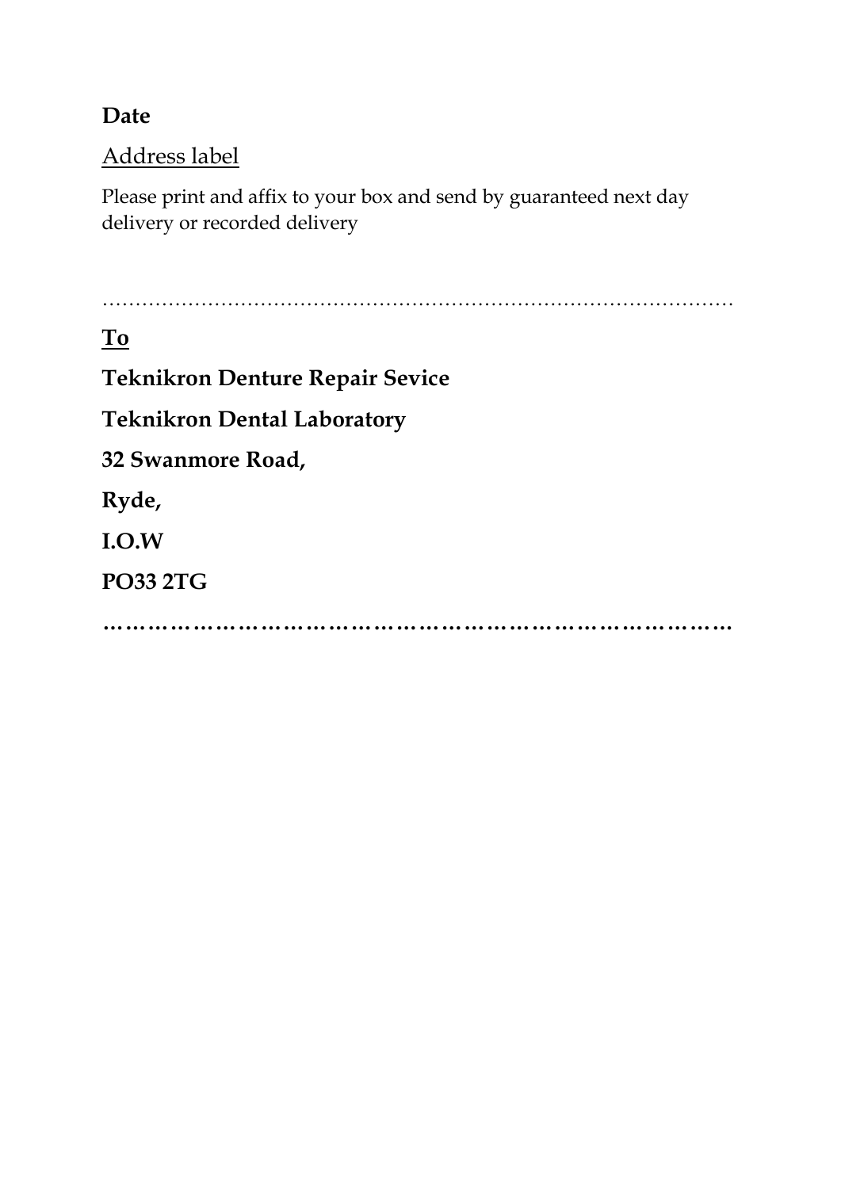**Date**

<u>Address label</u>

Please print and affix to your box and send by guaranteed next day delivery or recorded delivery

……………………………………………………………………………………

<u>**To**</u>

**Teknikron Denture Repair Sevice**

**Teknikron Dental Laboratory**

**32 Swanmore Road,**

**Ryde,**

**I.O.W**

**PO33 2TG**

**………………………………………………………………………**